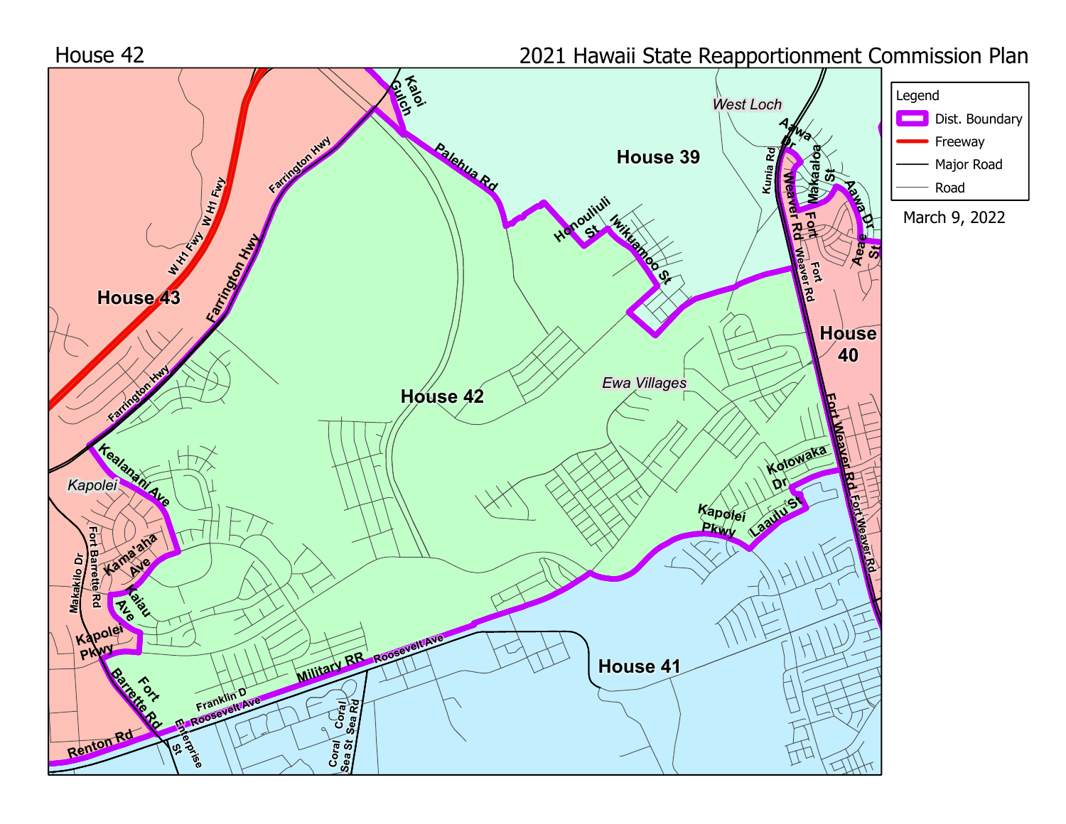House 42

2021 Hawaii State Reapportionment Commission Plan

Legend
- Dist. Boundary
- Freeway
- Major Road
- Road

March 9, 2022

House 42
House 39
House 40
House 41
House 43

West Loch
Ewa Villages
Kapolei

Kaloi Gulch
Palehua Rd
Honouliuli St
Iwikuamoo St
Farrington Hwy
W H1 Fwy
Kunia Rd
Aawa Dr
Makaaloa St
Aeae St
Fort Weaver Rd
Kolowaka Dr
Laaulu St
Kapolei Pkwy
Kealanani Ave
Kama'aha Ave
Kaiau Ave
Makakilo Dr
Fort Barrette Rd
Renton Rd
Enterprise St
Franklin D Roosevelt Ave
Military RR
Roosevelt Ave
Coral Sea Rd
Coral Sea St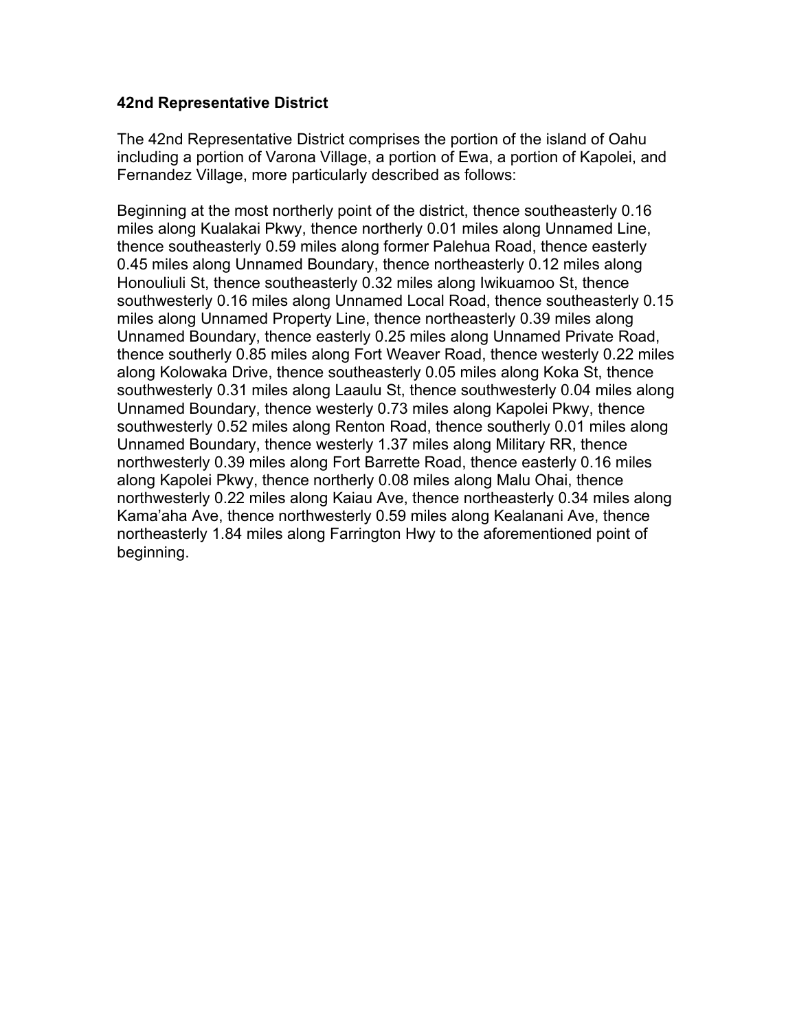**42nd Representative District**

The 42nd Representative District comprises the portion of the island of Oahu including a portion of Varona Village, a portion of Ewa, a portion of Kapolei, and Fernandez Village, more particularly described as follows:

Beginning at the most northerly point of the district, thence southeasterly 0.16 miles along Kualakai Pkwy, thence northerly 0.01 miles along Unnamed Line, thence southeasterly 0.59 miles along former Palehua Road, thence easterly 0.45 miles along Unnamed Boundary, thence northeasterly 0.12 miles along Honouliuli St, thence southeasterly 0.32 miles along Iwikuamoo St, thence southwesterly 0.16 miles along Unnamed Local Road, thence southeasterly 0.15 miles along Unnamed Property Line, thence northeasterly 0.39 miles along Unnamed Boundary, thence easterly 0.25 miles along Unnamed Private Road, thence southerly 0.85 miles along Fort Weaver Road, thence westerly 0.22 miles along Kolowaka Drive, thence southeasterly 0.05 miles along Koka St, thence southwesterly 0.31 miles along Laaulu St, thence southwesterly 0.04 miles along Unnamed Boundary, thence westerly 0.73 miles along Kapolei Pkwy, thence southwesterly 0.52 miles along Renton Road, thence southerly 0.01 miles along Unnamed Boundary, thence westerly 1.37 miles along Military RR, thence northwesterly 0.39 miles along Fort Barrette Road, thence easterly 0.16 miles along Kapolei Pkwy, thence northerly 0.08 miles along Malu Ohai, thence northwesterly 0.22 miles along Kaiau Ave, thence northeasterly 0.34 miles along Kama’aha Ave, thence northwesterly 0.59 miles along Kealanani Ave, thence northeasterly 1.84 miles along Farrington Hwy to the aforementioned point of beginning.